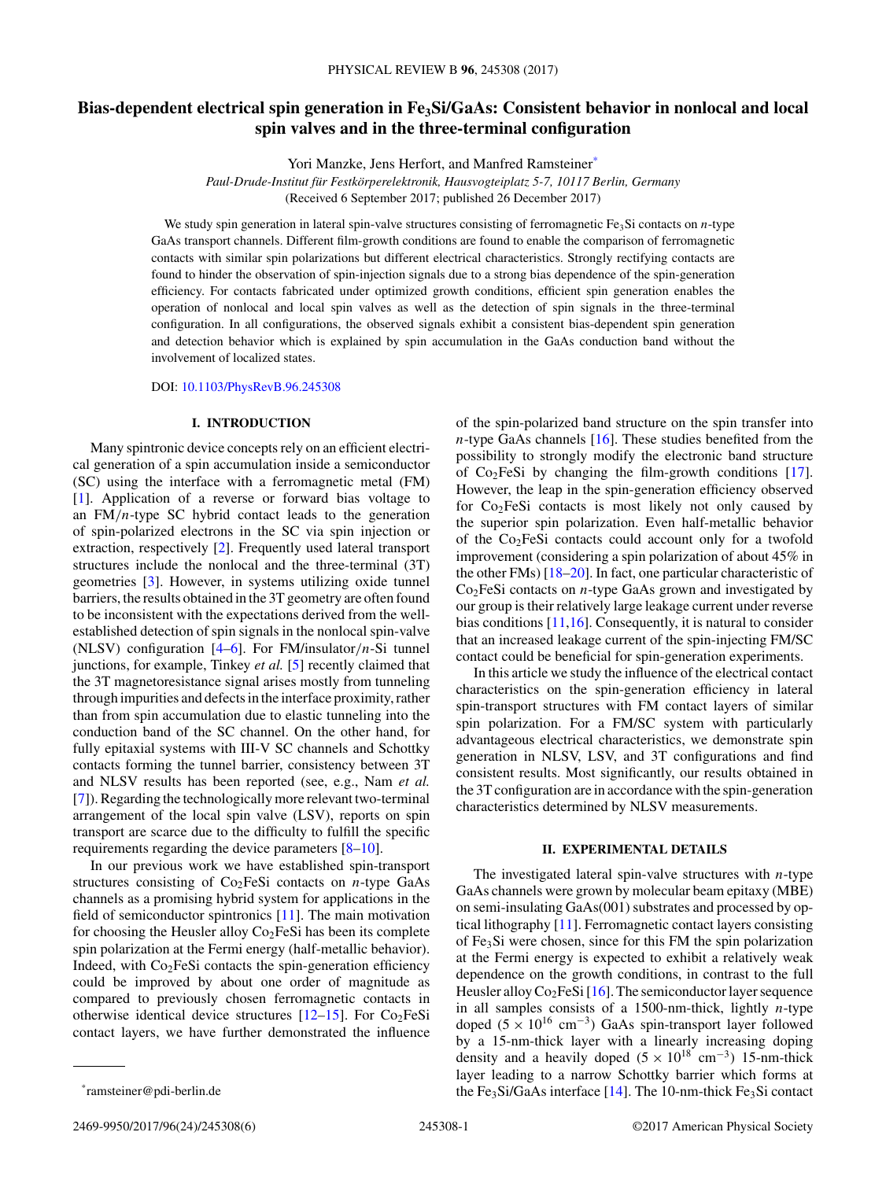# Bias-dependent electrical spin generation in $Fe_3Si$/GaAs: Consistent behavior in nonlocal and local spin valves and in the three-terminal configuration

Yori Manzke, Jens Herfort, and Manfred Ramsteiner*

*Paul-Drude-Institut für Festkörperelektronik, Hausvogteiplatz 5-7, 10117 Berlin, Germany*

(Received 6 September 2017; published 26 December 2017)

We study spin generation in lateral spin-valve structures consisting of ferromagnetic $Fe_3Si$ contacts on *n*-type GaAs transport channels. Different film-growth conditions are found to enable the comparison of ferromagnetic contacts with similar spin polarizations but different electrical characteristics. Strongly rectifying contacts are found to hinder the observation of spin-injection signals due to a strong bias dependence of the spin-generation efficiency. For contacts fabricated under optimized growth conditions, efficient spin generation enables the operation of nonlocal and local spin valves as well as the detection of spin signals in the three-terminal configuration. In all configurations, the observed signals exhibit a consistent bias-dependent spin generation and detection behavior which is explained by spin accumulation in the GaAs conduction band without the involvement of localized states.

DOI: 10.1103/PhysRevB.96.245308

## I. INTRODUCTION

Many spintronic device concepts rely on an efficient electrical generation of a spin accumulation inside a semiconductor (SC) using the interface with a ferromagnetic metal (FM) [1]. Application of a reverse or forward bias voltage to an FM/*n*-type SC hybrid contact leads to the generation of spin-polarized electrons in the SC via spin injection or extraction, respectively [2]. Frequently used lateral transport structures include the nonlocal and the three-terminal (3T) geometries [3]. However, in systems utilizing oxide tunnel barriers, the results obtained in the 3T geometry are often found to be inconsistent with the expectations derived from the well-established detection of spin signals in the nonlocal spin-valve (NLSV) configuration [4–6]. For FM/insulator/*n*-Si tunnel junctions, for example, Tinkey *et al.* [5] recently claimed that the 3T magnetoresistance signal arises mostly from tunneling through impurities and defects in the interface proximity, rather than from spin accumulation due to elastic tunneling into the conduction band of the SC channel. On the other hand, for fully epitaxial systems with III-V SC channels and Schottky contacts forming the tunnel barrier, consistency between 3T and NLSV results has been reported (see, e.g., Nam *et al.* [7]). Regarding the technologically more relevant two-terminal arrangement of the local spin valve (LSV), reports on spin transport are scarce due to the difficulty to fulfill the specific requirements regarding the device parameters [8–10].

In our previous work we have established spin-transport structures consisting of $Co_2FeSi$ contacts on *n*-type GaAs channels as a promising hybrid system for applications in the field of semiconductor spintronics [11]. The main motivation for choosing the Heusler alloy $Co_2FeSi$ has been its complete spin polarization at the Fermi energy (half-metallic behavior). Indeed, with $Co_2FeSi$ contacts the spin-generation efficiency could be improved by about one order of magnitude as compared to previously chosen ferromagnetic contacts in otherwise identical device structures [12–15]. For $Co_2FeSi$ contact layers, we have further demonstrated the influence of the spin-polarized band structure on the spin transfer into *n*-type GaAs channels [16]. These studies benefited from the possibility to strongly modify the electronic band structure of $Co_2FeSi$ by changing the film-growth conditions [17]. However, the leap in the spin-generation efficiency observed for $Co_2FeSi$ contacts is most likely not only caused by the superior spin polarization. Even half-metallic behavior of the $Co_2FeSi$ contacts could account only for a twofold improvement (considering a spin polarization of about 45% in the other FMs) [18–20]. In fact, one particular characteristic of $Co_2FeSi$ contacts on *n*-type GaAs grown and investigated by our group is their relatively large leakage current under reverse bias conditions [11,16]. Consequently, it is natural to consider that an increased leakage current of the spin-injecting FM/SC contact could be beneficial for spin-generation experiments.

In this article we study the influence of the electrical contact characteristics on the spin-generation efficiency in lateral spin-transport structures with FM contact layers of similar spin polarization. For a FM/SC system with particularly advantageous electrical characteristics, we demonstrate spin generation in NLSV, LSV, and 3T configurations and find consistent results. Most significantly, our results obtained in the 3T configuration are in accordance with the spin-generation characteristics determined by NLSV measurements.

## II. EXPERIMENTAL DETAILS

The investigated lateral spin-valve structures with *n*-type GaAs channels were grown by molecular beam epitaxy (MBE) on semi-insulating GaAs(001) substrates and processed by optical lithography [11]. Ferromagnetic contact layers consisting of $Fe_3Si$ were chosen, since for this FM the spin polarization at the Fermi energy is expected to exhibit a relatively weak dependence on the growth conditions, in contrast to the full Heusler alloy $Co_2FeSi$ [16]. The semiconductor layer sequence in all samples consists of a 1500-nm-thick, lightly *n*-type doped ($5 \times 10^{16}$ $cm^{-3}$) GaAs spin-transport layer followed by a 15-nm-thick layer with a linearly increasing doping density and a heavily doped ($5 \times 10^{18}$ $cm^{-3}$) 15-nm-thick layer leading to a narrow Schottky barrier which forms at the $Fe_3Si$/GaAs interface [14]. The 10-nm-thick $Fe_3Si$ contact

*ramsteiner@pdi-berlin.de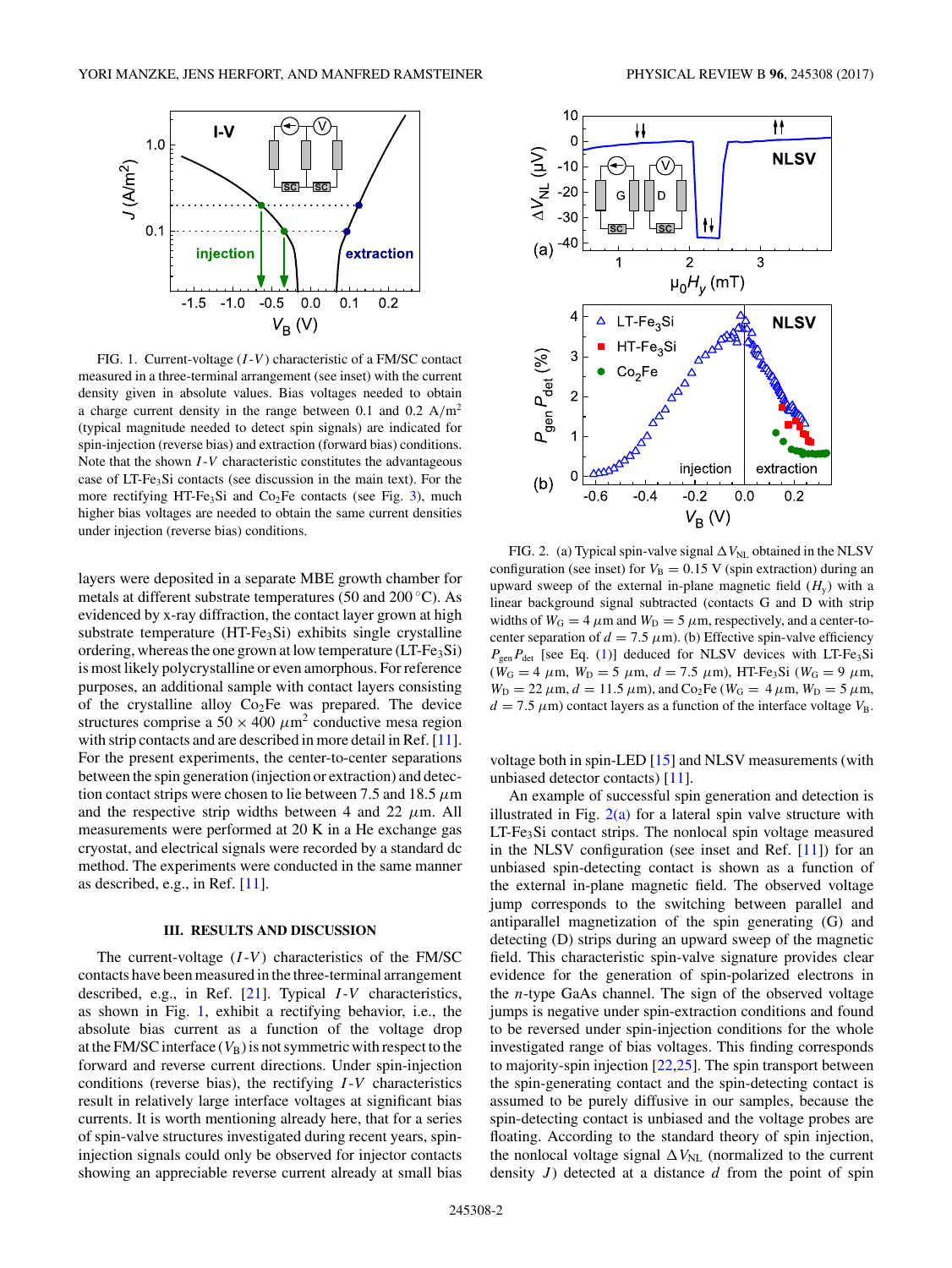FIG. 1. Current-voltage ($I$-$V$) characteristic of a FM/SC contact measured in a three-terminal arrangement (see inset) with the current density given in absolute values. Bias voltages needed to obtain a charge current density in the range between 0.1 and 0.2 A/m$^2$ (typical magnitude needed to detect spin signals) are indicated for spin-injection (reverse bias) and extraction (forward bias) conditions. Note that the shown $I$-$V$ characteristic constitutes the advantageous case of LT-$Fe_3Si$ contacts (see discussion in the main text). For the more rectifying HT-$Fe_3Si$ and $Co_2Fe$ contacts (see Fig. 3), much higher bias voltages are needed to obtain the same current densities under injection (reverse bias) conditions.

layers were deposited in a separate MBE growth chamber for metals at different substrate temperatures (50 and 200 °C). As evidenced by x-ray diffraction, the contact layer grown at high substrate temperature (HT-$Fe_3Si$) exhibits single crystalline ordering, whereas the one grown at low temperature (LT-$Fe_3Si$) is most likely polycrystalline or even amorphous. For reference purposes, an additional sample with contact layers consisting of the crystalline alloy $Co_2Fe$ was prepared. The device structures comprise a $50 \times 400\ \mu m^2$ conductive mesa region with strip contacts and are described in more detail in Ref. [11]. For the present experiments, the center-to-center separations between the spin generation (injection or extraction) and detection contact strips were chosen to lie between 7.5 and 18.5 $\mu$m and the respective strip widths between 4 and 22 $\mu$m. All measurements were performed at 20 K in a He exchange gas cryostat, and electrical signals were recorded by a standard dc method. The experiments were conducted in the same manner as described, e.g., in Ref. [11].

## III. RESULTS AND DISCUSSION

The current-voltage ($I$-$V$) characteristics of the FM/SC contacts have been measured in the three-terminal arrangement described, e.g., in Ref. [21]. Typical $I$-$V$ characteristics, as shown in Fig. 1, exhibit a rectifying behavior, i.e., the absolute bias current as a function of the voltage drop at the FM/SC interface ($V_B$) is not symmetric with respect to the forward and reverse current directions. Under spin-injection conditions (reverse bias), the rectifying $I$-$V$ characteristics result in relatively large interface voltages at significant bias currents. It is worth mentioning already here, that for a series of spin-valve structures investigated during recent years, spin-injection signals could only be observed for injector contacts showing an appreciable reverse current already at small bias

FIG. 2. (a) Typical spin-valve signal $\Delta V_{NL}$ obtained in the NLSV configuration (see inset) for $V_B = 0.15$ V (spin extraction) during an upward sweep of the external in-plane magnetic field ($H_y$) with a linear background signal subtracted (contacts G and D with strip widths of $W_G = 4\ \mu$m and $W_D = 5\ \mu$m, respectively, and a center-to-center separation of $d = 7.5\ \mu$m). (b) Effective spin-valve efficiency $P_{gen}P_{det}$ [see Eq. (1)] deduced for NLSV devices with LT-$Fe_3Si$ ($W_G = 4\ \mu$m, $W_D = 5\ \mu$m, $d = 7.5\ \mu$m), HT-$Fe_3Si$ ($W_G = 9\ \mu$m, $W_D = 22\ \mu$m, $d = 11.5\ \mu$m), and $Co_2Fe$ ($W_G = 4\ \mu$m, $W_D = 5\ \mu$m, $d = 7.5\ \mu$m) contact layers as a function of the interface voltage $V_B$.

voltage both in spin-LED [15] and NLSV measurements (with unbiased detector contacts) [11].

An example of successful spin generation and detection is illustrated in Fig. 2(a) for a lateral spin valve structure with LT-$Fe_3Si$ contact strips. The nonlocal spin voltage measured in the NLSV configuration (see inset and Ref. [11]) for an unbiased spin-detecting contact is shown as a function of the external in-plane magnetic field. The observed voltage jump corresponds to the switching between parallel and antiparallel magnetization of the spin generating (G) and detecting (D) strips during an upward sweep of the magnetic field. This characteristic spin-valve signature provides clear evidence for the generation of spin-polarized electrons in the $n$-type GaAs channel. The sign of the observed voltage jumps is negative under spin-extraction conditions and found to be reversed under spin-injection conditions for the whole investigated range of bias voltages. This finding corresponds to majority-spin injection [22,25]. The spin transport between the spin-generating contact and the spin-detecting contact is assumed to be purely diffusive in our samples, because the spin-detecting contact is unbiased and the voltage probes are floating. According to the standard theory of spin injection, the nonlocal voltage signal $\Delta V_{NL}$ (normalized to the current density $J$) detected at a distance $d$ from the point of spin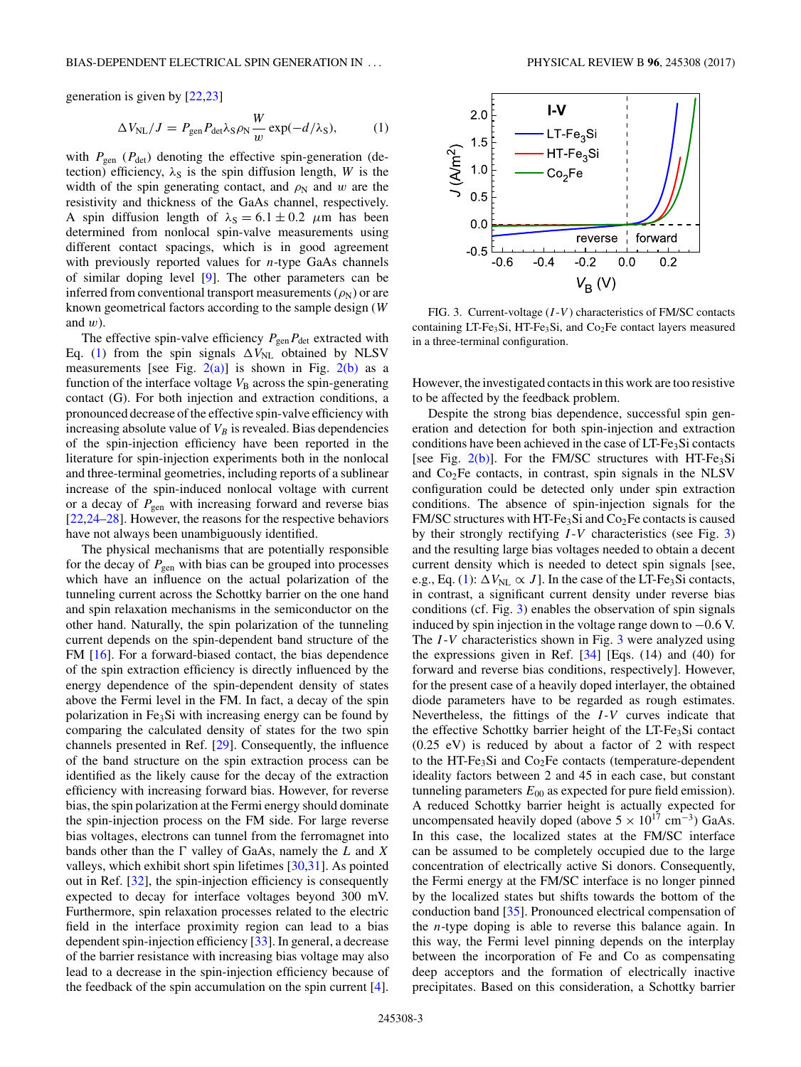generation is given by [22,23]

$$\Delta V_{\rm NL}/J = P_{\rm gen} P_{\rm det} \lambda_{\rm S} \rho_{\rm N} \frac{W}{w} \exp(-d/\lambda_{\rm S}), \tag{1}$$

with $P_{\rm gen}$ ($P_{\rm det}$) denoting the effective spin-generation (detection) efficiency, $\lambda_{\rm S}$ is the spin diffusion length, $W$ is the width of the spin generating contact, and $\rho_{\rm N}$ and $w$ are the resistivity and thickness of the GaAs channel, respectively. A spin diffusion length of $\lambda_{\rm S} = 6.1 \pm 0.2$ $\mu$m has been determined from nonlocal spin-valve measurements using different contact spacings, which is in good agreement with previously reported values for $n$-type GaAs channels of similar doping level [9]. The other parameters can be inferred from conventional transport measurements ($\rho_{\rm N}$) or are known geometrical factors according to the sample design ($W$ and $w$).

The effective spin-valve efficiency $P_{\rm gen}P_{\rm det}$ extracted with Eq. (1) from the spin signals $\Delta V_{\rm NL}$ obtained by NLSV measurements [see Fig. 2(a)] is shown in Fig. 2(b) as a function of the interface voltage $V_{\rm B}$ across the spin-generating contact (G). For both injection and extraction conditions, a pronounced decrease of the effective spin-valve efficiency with increasing absolute value of $V_B$ is revealed. Bias dependencies of the spin-injection efficiency have been reported in the literature for spin-injection experiments both in the nonlocal and three-terminal geometries, including reports of a sublinear increase of the spin-induced nonlocal voltage with current or a decay of $P_{\rm gen}$ with increasing forward and reverse bias [22,24–28]. However, the reasons for the respective behaviors have not always been unambiguously identified.

The physical mechanisms that are potentially responsible for the decay of $P_{\rm gen}$ with bias can be grouped into processes which have an influence on the actual polarization of the tunneling current across the Schottky barrier on the one hand and spin relaxation mechanisms in the semiconductor on the other hand. Naturally, the spin polarization of the tunneling current depends on the spin-dependent band structure of the FM [16]. For a forward-biased contact, the bias dependence of the spin extraction efficiency is directly influenced by the energy dependence of the spin-dependent density of states above the Fermi level in the FM. In fact, a decay of the spin polarization in $Fe_3Si$ with increasing energy can be found by comparing the calculated density of states for the two spin channels presented in Ref. [29]. Consequently, the influence of the band structure on the spin extraction process can be identified as the likely cause for the decay of the extraction efficiency with increasing forward bias. However, for reverse bias, the spin polarization at the Fermi energy should dominate the spin-injection process on the FM side. For large reverse bias voltages, electrons can tunnel from the ferromagnet into bands other than the Γ valley of GaAs, namely the $L$ and $X$ valleys, which exhibit short spin lifetimes [30,31]. As pointed out in Ref. [32], the spin-injection efficiency is consequently expected to decay for interface voltages beyond 300 mV. Furthermore, spin relaxation processes related to the electric field in the interface proximity region can lead to a bias dependent spin-injection efficiency [33]. In general, a decrease of the barrier resistance with increasing bias voltage may also lead to a decrease in the spin-injection efficiency because of the feedback of the spin accumulation on the spin current [4].

FIG. 3. Current-voltage ($I$-$V$) characteristics of FM/SC contacts containing LT-$Fe_3Si$, HT-$Fe_3Si$, and $Co_2Fe$ contact layers measured in a three-terminal configuration.

However, the investigated contacts in this work are too resistive to be affected by the feedback problem.

Despite the strong bias dependence, successful spin generation and detection for both spin-injection and extraction conditions have been achieved in the case of LT-$Fe_3Si$ contacts [see Fig. 2(b)]. For the FM/SC structures with HT-$Fe_3Si$ and $Co_2Fe$ contacts, in contrast, spin signals in the NLSV configuration could be detected only under spin extraction conditions. The absence of spin-injection signals for the FM/SC structures with HT-$Fe_3Si$ and $Co_2Fe$ contacts is caused by their strongly rectifying $I$-$V$ characteristics (see Fig. 3) and the resulting large bias voltages needed to obtain a decent current density which is needed to detect spin signals [see, e.g., Eq. (1): $\Delta V_{\rm NL} \propto J$]. In the case of the LT-$Fe_3Si$ contacts, in contrast, a significant current density under reverse bias conditions (cf. Fig. 3) enables the observation of spin signals induced by spin injection in the voltage range down to −0.6 V. The $I$-$V$ characteristics shown in Fig. 3 were analyzed using the expressions given in Ref. [34] [Eqs. (14) and (40) for forward and reverse bias conditions, respectively]. However, for the present case of a heavily doped interlayer, the obtained diode parameters have to be regarded as rough estimates. Nevertheless, the fittings of the $I$-$V$ curves indicate that the effective Schottky barrier height of the LT-$Fe_3Si$ contact (0.25 eV) is reduced by about a factor of 2 with respect to the HT-$Fe_3Si$ and $Co_2Fe$ contacts (temperature-dependent ideality factors between 2 and 45 in each case, but constant tunneling parameters $E_{00}$ as expected for pure field emission). A reduced Schottky barrier height is actually expected for uncompensated heavily doped (above $5 \times 10^{17}$ cm$^{-3}$) GaAs. In this case, the localized states at the FM/SC interface can be assumed to be completely occupied due to the large concentration of electrically active Si donors. Consequently, the Fermi energy at the FM/SC interface is no longer pinned by the localized states but shifts towards the bottom of the conduction band [35]. Pronounced electrical compensation of the $n$-type doping is able to reverse this balance again. In this way, the Fermi level pinning depends on the interplay between the incorporation of Fe and Co as compensating deep acceptors and the formation of electrically inactive precipitates. Based on this consideration, a Schottky barrier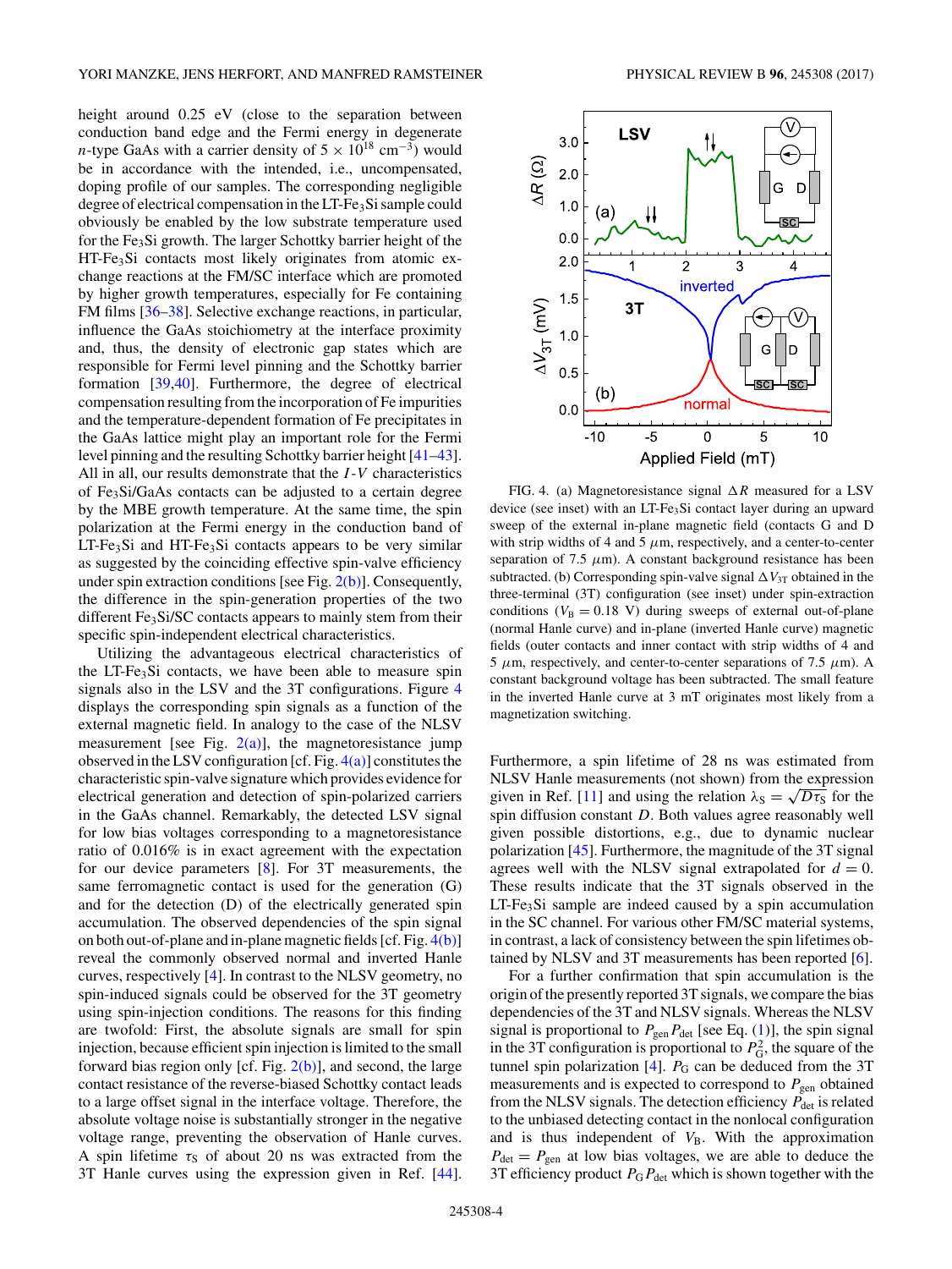height around 0.25 eV (close to the separation between conduction band edge and the Fermi energy in degenerate $n$-type GaAs with a carrier density of $5 \times 10^{18}$ cm$^{-3}$) would be in accordance with the intended, i.e., uncompensated, doping profile of our samples. The corresponding negligible degree of electrical compensation in the LT-$Fe_3Si$ sample could obviously be enabled by the low substrate temperature used for the $Fe_3Si$ growth. The larger Schottky barrier height of the HT-$Fe_3Si$ contacts most likely originates from atomic exchange reactions at the FM/SC interface which are promoted by higher growth temperatures, especially for Fe containing FM films [36–38]. Selective exchange reactions, in particular, influence the GaAs stoichiometry at the interface proximity and, thus, the density of electronic gap states which are responsible for Fermi level pinning and the Schottky barrier formation [39,40]. Furthermore, the degree of electrical compensation resulting from the incorporation of Fe impurities and the temperature-dependent formation of Fe precipitates in the GaAs lattice might play an important role for the Fermi level pinning and the resulting Schottky barrier height [41–43]. All in all, our results demonstrate that the $I$-$V$ characteristics of $Fe_3Si$/GaAs contacts can be adjusted to a certain degree by the MBE growth temperature. At the same time, the spin polarization at the Fermi energy in the conduction band of LT-$Fe_3Si$ and HT-$Fe_3Si$ contacts appears to be very similar as suggested by the coinciding effective spin-valve efficiency under spin extraction conditions [see Fig. 2(b)]. Consequently, the difference in the spin-generation properties of the two different $Fe_3Si$/SC contacts appears to mainly stem from their specific spin-independent electrical characteristics.

Utilizing the advantageous electrical characteristics of the LT-$Fe_3Si$ contacts, we have been able to measure spin signals also in the LSV and the 3T configurations. Figure 4 displays the corresponding spin signals as a function of the external magnetic field. In analogy to the case of the NLSV measurement [see Fig. 2(a)], the magnetoresistance jump observed in the LSV configuration [cf. Fig. 4(a)] constitutes the characteristic spin-valve signature which provides evidence for electrical generation and detection of spin-polarized carriers in the GaAs channel. Remarkably, the detected LSV signal for low bias voltages corresponding to a magnetoresistance ratio of 0.016% is in exact agreement with the expectation for our device parameters [8]. For 3T measurements, the same ferromagnetic contact is used for the generation (G) and for the detection (D) of the electrically generated spin accumulation. The observed dependencies of the spin signal on both out-of-plane and in-plane magnetic fields [cf. Fig. 4(b)] reveal the commonly observed normal and inverted Hanle curves, respectively [4]. In contrast to the NLSV geometry, no spin-induced signals could be observed for the 3T geometry using spin-injection conditions. The reasons for this finding are twofold: First, the absolute signals are small for spin injection, because efficient spin injection is limited to the small forward bias region only [cf. Fig. 2(b)], and second, the large contact resistance of the reverse-biased Schottky contact leads to a large offset signal in the interface voltage. Therefore, the absolute voltage noise is substantially stronger in the negative voltage range, preventing the observation of Hanle curves. A spin lifetime $\tau_S$ of about 20 ns was extracted from the 3T Hanle curves using the expression given in Ref. [44].

FIG. 4. (a) Magnetoresistance signal $\Delta R$ measured for a LSV device (see inset) with an LT-$Fe_3Si$ contact layer during an upward sweep of the external in-plane magnetic field (contacts G and D with strip widths of 4 and 5 $\mu$m, respectively, and a center-to-center separation of 7.5 $\mu$m). A constant background resistance has been subtracted. (b) Corresponding spin-valve signal $\Delta V_{3T}$ obtained in the three-terminal (3T) configuration (see inset) under spin-extraction conditions ($V_B = 0.18$ V) during sweeps of external out-of-plane (normal Hanle curve) and in-plane (inverted Hanle curve) magnetic fields (outer contacts and inner contact with strip widths of 4 and 5 $\mu$m, respectively, and center-to-center separations of 7.5 $\mu$m). A constant background voltage has been subtracted. The small feature in the inverted Hanle curve at 3 mT originates most likely from a magnetization switching.

Furthermore, a spin lifetime of 28 ns was estimated from NLSV Hanle measurements (not shown) from the expression given in Ref. [11] and using the relation $\lambda_S = \sqrt{D\tau_S}$ for the spin diffusion constant $D$. Both values agree reasonably well given possible distortions, e.g., due to dynamic nuclear polarization [45]. Furthermore, the magnitude of the 3T signal agrees well with the NLSV signal extrapolated for $d = 0$. These results indicate that the 3T signals observed in the LT-$Fe_3Si$ sample are indeed caused by a spin accumulation in the SC channel. For various other FM/SC material systems, in contrast, a lack of consistency between the spin lifetimes obtained by NLSV and 3T measurements has been reported [6].

For a further confirmation that spin accumulation is the origin of the presently reported 3T signals, we compare the bias dependencies of the 3T and NLSV signals. Whereas the NLSV signal is proportional to $P_{\text{gen}} P_{\text{det}}$ [see Eq. (1)], the spin signal in the 3T configuration is proportional to $P_G^2$, the square of the tunnel spin polarization [4]. $P_G$ can be deduced from the 3T measurements and is expected to correspond to $P_{\text{gen}}$ obtained from the NLSV signals. The detection efficiency $P_{\text{det}}$ is related to the unbiased detecting contact in the nonlocal configuration and is thus independent of $V_B$. With the approximation $P_{\text{det}} = P_{\text{gen}}$ at low bias voltages, we are able to deduce the 3T efficiency product $P_G P_{\text{det}}$ which is shown together with the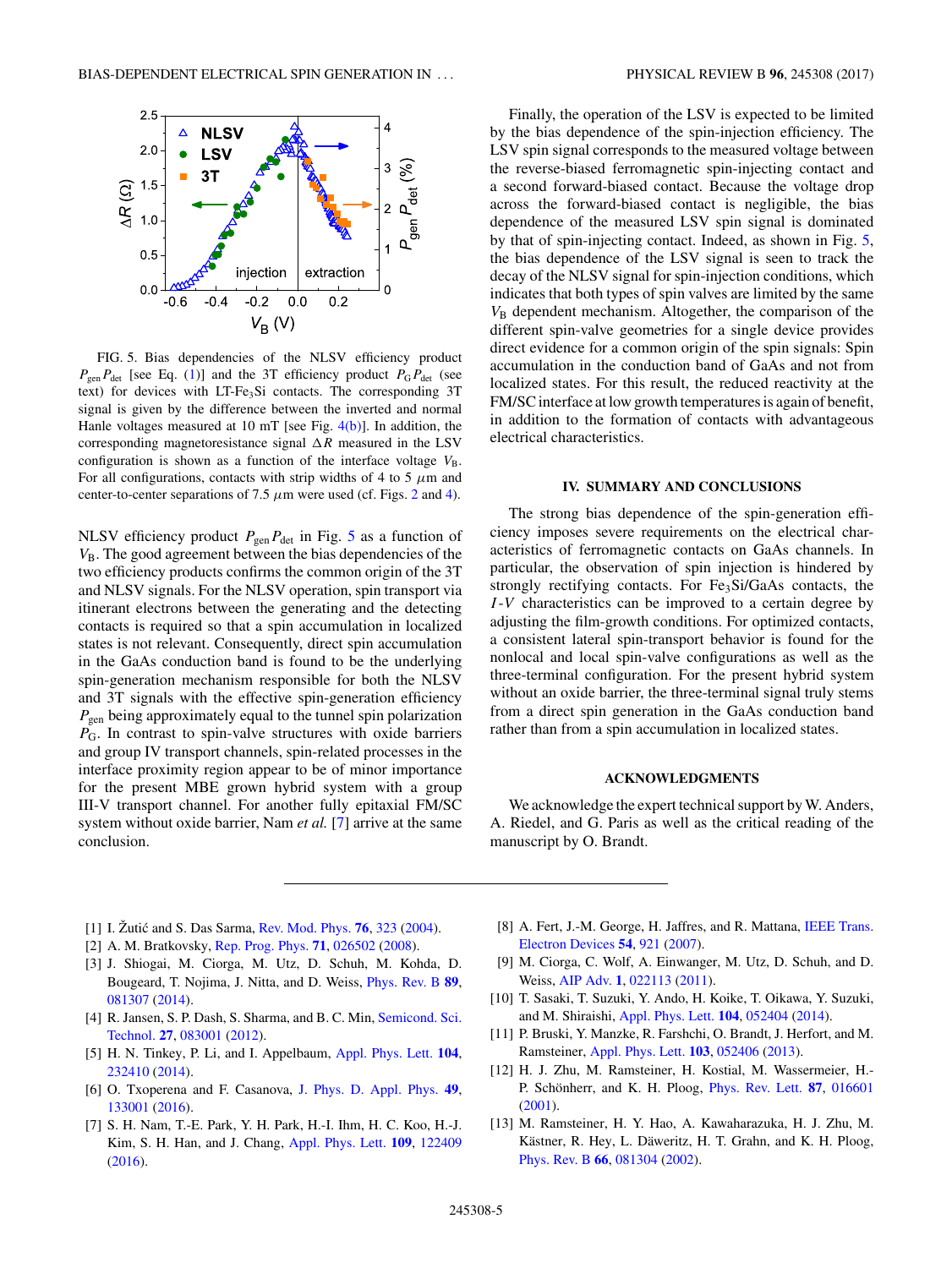FIG. 5. Bias dependencies of the NLSV efficiency product $P_{\text{gen}}P_{\text{det}}$ [see Eq. (1)] and the 3T efficiency product $P_G P_{\text{det}}$ (see text) for devices with LT-$Fe_3Si$ contacts. The corresponding 3T signal is given by the difference between the inverted and normal Hanle voltages measured at 10 mT [see Fig. 4(b)]. In addition, the corresponding magnetoresistance signal $\Delta R$ measured in the LSV configuration is shown as a function of the interface voltage $V_B$. For all configurations, contacts with strip widths of 4 to 5 $\mu$m and center-to-center separations of 7.5 $\mu$m were used (cf. Figs. 2 and 4).

NLSV efficiency product $P_{\text{gen}}P_{\text{det}}$ in Fig. 5 as a function of $V_B$. The good agreement between the bias dependencies of the two efficiency products confirms the common origin of the 3T and NLSV signals. For the NLSV operation, spin transport via itinerant electrons between the generating and the detecting contacts is required so that a spin accumulation in localized states is not relevant. Consequently, direct spin accumulation in the GaAs conduction band is found to be the underlying spin-generation mechanism responsible for both the NLSV and 3T signals with the effective spin-generation efficiency $P_{\text{gen}}$ being approximately equal to the tunnel spin polarization $P_G$. In contrast to spin-valve structures with oxide barriers and group IV transport channels, spin-related processes in the interface proximity region appear to be of minor importance for the present MBE grown hybrid system with a group III-V transport channel. For another fully epitaxial FM/SC system without oxide barrier, Nam *et al.* [7] arrive at the same conclusion.

Finally, the operation of the LSV is expected to be limited by the bias dependence of the spin-injection efficiency. The LSV spin signal corresponds to the measured voltage between the reverse-biased ferromagnetic spin-injecting contact and a second forward-biased contact. Because the voltage drop across the forward-biased contact is negligible, the bias dependence of the measured LSV spin signal is dominated by that of spin-injecting contact. Indeed, as shown in Fig. 5, the bias dependence of the LSV signal is seen to track the decay of the NLSV signal for spin-injection conditions, which indicates that both types of spin valves are limited by the same $V_B$ dependent mechanism. Altogether, the comparison of the different spin-valve geometries for a single device provides direct evidence for a common origin of the spin signals: Spin accumulation in the conduction band of GaAs and not from localized states. For this result, the reduced reactivity at the FM/SC interface at low growth temperatures is again of benefit, in addition to the formation of contacts with advantageous electrical characteristics.

## IV. SUMMARY AND CONCLUSIONS

The strong bias dependence of the spin-generation efficiency imposes severe requirements on the electrical characteristics of ferromagnetic contacts on GaAs channels. In particular, the observation of spin injection is hindered by strongly rectifying contacts. For $Fe_3Si$/GaAs contacts, the $I$-$V$ characteristics can be improved to a certain degree by adjusting the film-growth conditions. For optimized contacts, a consistent lateral spin-transport behavior is found for the nonlocal and local spin-valve configurations as well as the three-terminal configuration. For the present hybrid system without an oxide barrier, the three-terminal signal truly stems from a direct spin generation in the GaAs conduction band rather than from a spin accumulation in localized states.

## ACKNOWLEDGMENTS

We acknowledge the expert technical support by W. Anders, A. Riedel, and G. Paris as well as the critical reading of the manuscript by O. Brandt.

---

[1] I. Žutić and S. Das Sarma, Rev. Mod. Phys. **76**, 323 (2004).

[2] A. M. Bratkovsky, Rep. Prog. Phys. **71**, 026502 (2008).

[3] J. Shiogai, M. Ciorga, M. Utz, D. Schuh, M. Kohda, D. Bougeard, T. Nojima, J. Nitta, and D. Weiss, Phys. Rev. B **89**, 081307 (2014).

[4] R. Jansen, S. P. Dash, S. Sharma, and B. C. Min, Semicond. Sci. Technol. **27**, 083001 (2012).

[5] H. N. Tinkey, P. Li, and I. Appelbaum, Appl. Phys. Lett. **104**, 232410 (2014).

[6] O. Txoperena and F. Casanova, J. Phys. D. Appl. Phys. **49**, 133001 (2016).

[7] S. H. Nam, T.-E. Park, Y. H. Park, H.-I. Ihm, H. C. Koo, H.-J. Kim, S. H. Han, and J. Chang, Appl. Phys. Lett. **109**, 122409 (2016).

[8] A. Fert, J.-M. George, H. Jaffres, and R. Mattana, IEEE Trans. Electron Devices **54**, 921 (2007).

[9] M. Ciorga, C. Wolf, A. Einwanger, M. Utz, D. Schuh, and D. Weiss, AIP Adv. **1**, 022113 (2011).

[10] T. Sasaki, T. Suzuki, Y. Ando, H. Koike, T. Oikawa, Y. Suzuki, and M. Shiraishi, Appl. Phys. Lett. **104**, 052404 (2014).

[11] P. Bruski, Y. Manzke, R. Farshchi, O. Brandt, J. Herfort, and M. Ramsteiner, Appl. Phys. Lett. **103**, 052406 (2013).

[12] H. J. Zhu, M. Ramsteiner, H. Kostial, M. Wassermeier, H.-P. Schönherr, and K. H. Ploog, Phys. Rev. Lett. **87**, 016601 (2001).

[13] M. Ramsteiner, H. Y. Hao, A. Kawaharazuka, H. J. Zhu, M. Kästner, R. Hey, L. Däweritz, H. T. Grahn, and K. H. Ploog, Phys. Rev. B **66**, 081304 (2002).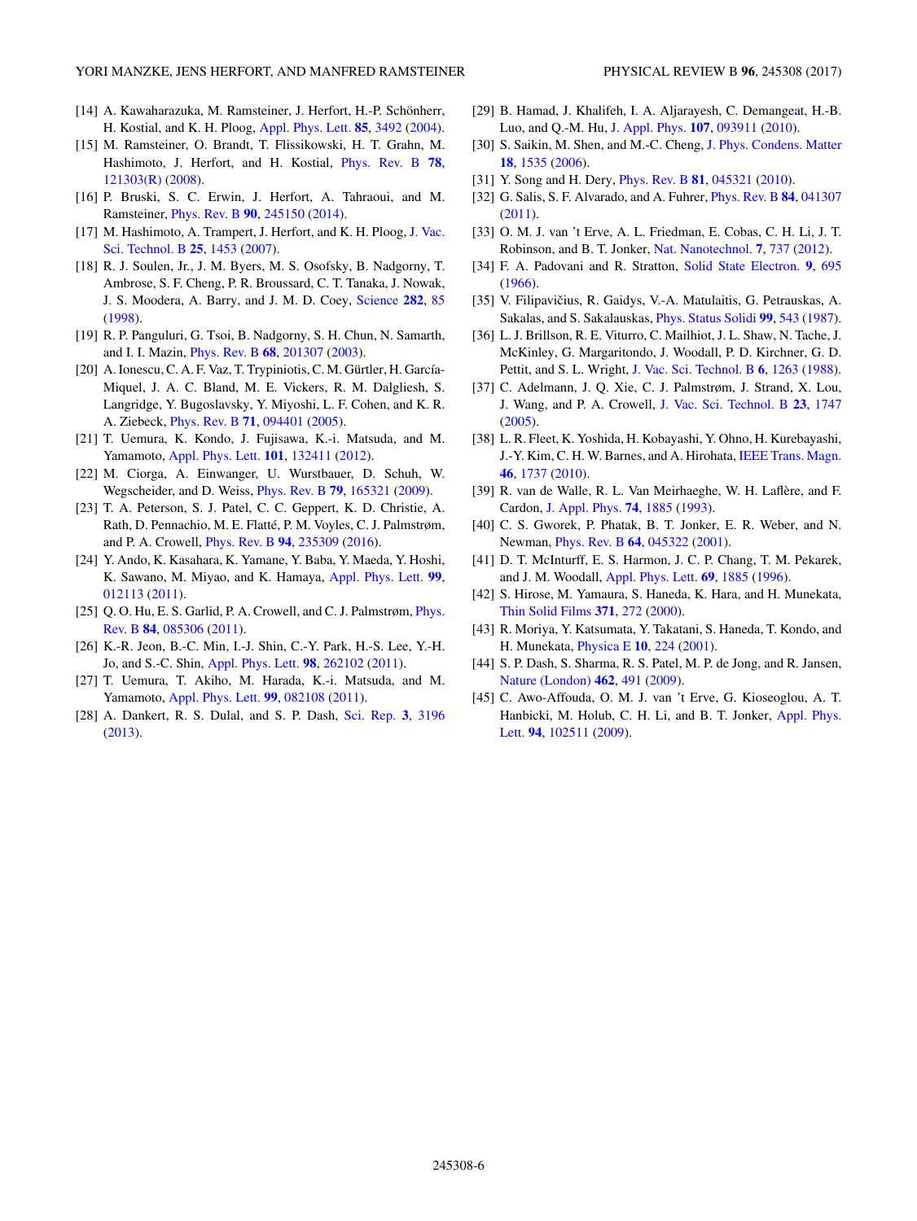[14] A. Kawaharazuka, M. Ramsteiner, J. Herfort, H.-P. Schönherr, H. Kostial, and K. H. Ploog, Appl. Phys. Lett. **85**, 3492 (2004).

[15] M. Ramsteiner, O. Brandt, T. Flissikowski, H. T. Grahn, M. Hashimoto, J. Herfort, and H. Kostial, Phys. Rev. B **78**, 121303(R) (2008).

[16] P. Bruski, S. C. Erwin, J. Herfort, A. Tahraoui, and M. Ramsteiner, Phys. Rev. B **90**, 245150 (2014).

[17] M. Hashimoto, A. Trampert, J. Herfort, and K. H. Ploog, J. Vac. Sci. Technol. B **25**, 1453 (2007).

[18] R. J. Soulen, Jr., J. M. Byers, M. S. Osofsky, B. Nadgorny, T. Ambrose, S. F. Cheng, P. R. Broussard, C. T. Tanaka, J. Nowak, J. S. Moodera, A. Barry, and J. M. D. Coey, Science **282**, 85 (1998).

[19] R. P. Panguluri, G. Tsoi, B. Nadgorny, S. H. Chun, N. Samarth, and I. I. Mazin, Phys. Rev. B **68**, 201307 (2003).

[20] A. Ionescu, C. A. F. Vaz, T. Trypiniotis, C. M. Gürtler, H. García-Miquel, J. A. C. Bland, M. E. Vickers, R. M. Dalgliesh, S. Langridge, Y. Bugoslavsky, Y. Miyoshi, L. F. Cohen, and K. R. A. Ziebeck, Phys. Rev. B **71**, 094401 (2005).

[21] T. Uemura, K. Kondo, J. Fujisawa, K.-i. Matsuda, and M. Yamamoto, Appl. Phys. Lett. **101**, 132411 (2012).

[22] M. Ciorga, A. Einwanger, U. Wurstbauer, D. Schuh, W. Wegscheider, and D. Weiss, Phys. Rev. B **79**, 165321 (2009).

[23] T. A. Peterson, S. J. Patel, C. C. Geppert, K. D. Christie, A. Rath, D. Pennachio, M. E. Flatté, P. M. Voyles, C. J. Palmstrøm, and P. A. Crowell, Phys. Rev. B **94**, 235309 (2016).

[24] Y. Ando, K. Kasahara, K. Yamane, Y. Baba, Y. Maeda, Y. Hoshi, K. Sawano, M. Miyao, and K. Hamaya, Appl. Phys. Lett. **99**, 012113 (2011).

[25] Q. O. Hu, E. S. Garlid, P. A. Crowell, and C. J. Palmstrøm, Phys. Rev. B **84**, 085306 (2011).

[26] K.-R. Jeon, B.-C. Min, I.-J. Shin, C.-Y. Park, H.-S. Lee, Y.-H. Jo, and S.-C. Shin, Appl. Phys. Lett. **98**, 262102 (2011).

[27] T. Uemura, T. Akiho, M. Harada, K.-i. Matsuda, and M. Yamamoto, Appl. Phys. Lett. **99**, 082108 (2011).

[28] A. Dankert, R. S. Dulal, and S. P. Dash, Sci. Rep. **3**, 3196 (2013).

[29] B. Hamad, J. Khalifeh, I. A. Aljarayesh, C. Demangeat, H.-B. Luo, and Q.-M. Hu, J. Appl. Phys. **107**, 093911 (2010).

[30] S. Saikin, M. Shen, and M.-C. Cheng, J. Phys. Condens. Matter **18**, 1535 (2006).

[31] Y. Song and H. Dery, Phys. Rev. B **81**, 045321 (2010).

[32] G. Salis, S. F. Alvarado, and A. Fuhrer, Phys. Rev. B **84**, 041307 (2011).

[33] O. M. J. van 't Erve, A. L. Friedman, E. Cobas, C. H. Li, J. T. Robinson, and B. T. Jonker, Nat. Nanotechnol. **7**, 737 (2012).

[34] F. A. Padovani and R. Stratton, Solid State Electron. **9**, 695 (1966).

[35] V. Filipavičius, R. Gaidys, V.-A. Matulaitis, G. Petrauskas, A. Sakalas, and S. Sakalauskas, Phys. Status Solidi **99**, 543 (1987).

[36] L. J. Brillson, R. E. Viturro, C. Mailhiot, J. L. Shaw, N. Tache, J. McKinley, G. Margaritondo, J. Woodall, P. D. Kirchner, G. D. Pettit, and S. L. Wright, J. Vac. Sci. Technol. B **6**, 1263 (1988).

[37] C. Adelmann, J. Q. Xie, C. J. Palmstrøm, J. Strand, X. Lou, J. Wang, and P. A. Crowell, J. Vac. Sci. Technol. B **23**, 1747 (2005).

[38] L. R. Fleet, K. Yoshida, H. Kobayashi, Y. Ohno, H. Kurebayashi, J.-Y. Kim, C. H. W. Barnes, and A. Hirohata, IEEE Trans. Magn. **46**, 1737 (2010).

[39] R. van de Walle, R. L. Van Meirhaeghe, W. H. Laflère, and F. Cardon, J. Appl. Phys. **74**, 1885 (1993).

[40] C. S. Gworek, P. Phatak, B. T. Jonker, E. R. Weber, and N. Newman, Phys. Rev. B **64**, 045322 (2001).

[41] D. T. McInturff, E. S. Harmon, J. C. P. Chang, T. M. Pekarek, and J. M. Woodall, Appl. Phys. Lett. **69**, 1885 (1996).

[42] S. Hirose, M. Yamaura, S. Haneda, K. Hara, and H. Munekata, Thin Solid Films **371**, 272 (2000).

[43] R. Moriya, Y. Katsumata, Y. Takatani, S. Haneda, T. Kondo, and H. Munekata, Physica E **10**, 224 (2001).

[44] S. P. Dash, S. Sharma, R. S. Patel, M. P. de Jong, and R. Jansen, Nature (London) **462**, 491 (2009).

[45] C. Awo-Affouda, O. M. J. van 't Erve, G. Kioseoglou, A. T. Hanbicki, M. Holub, C. H. Li, and B. T. Jonker, Appl. Phys. Lett. **94**, 102511 (2009).